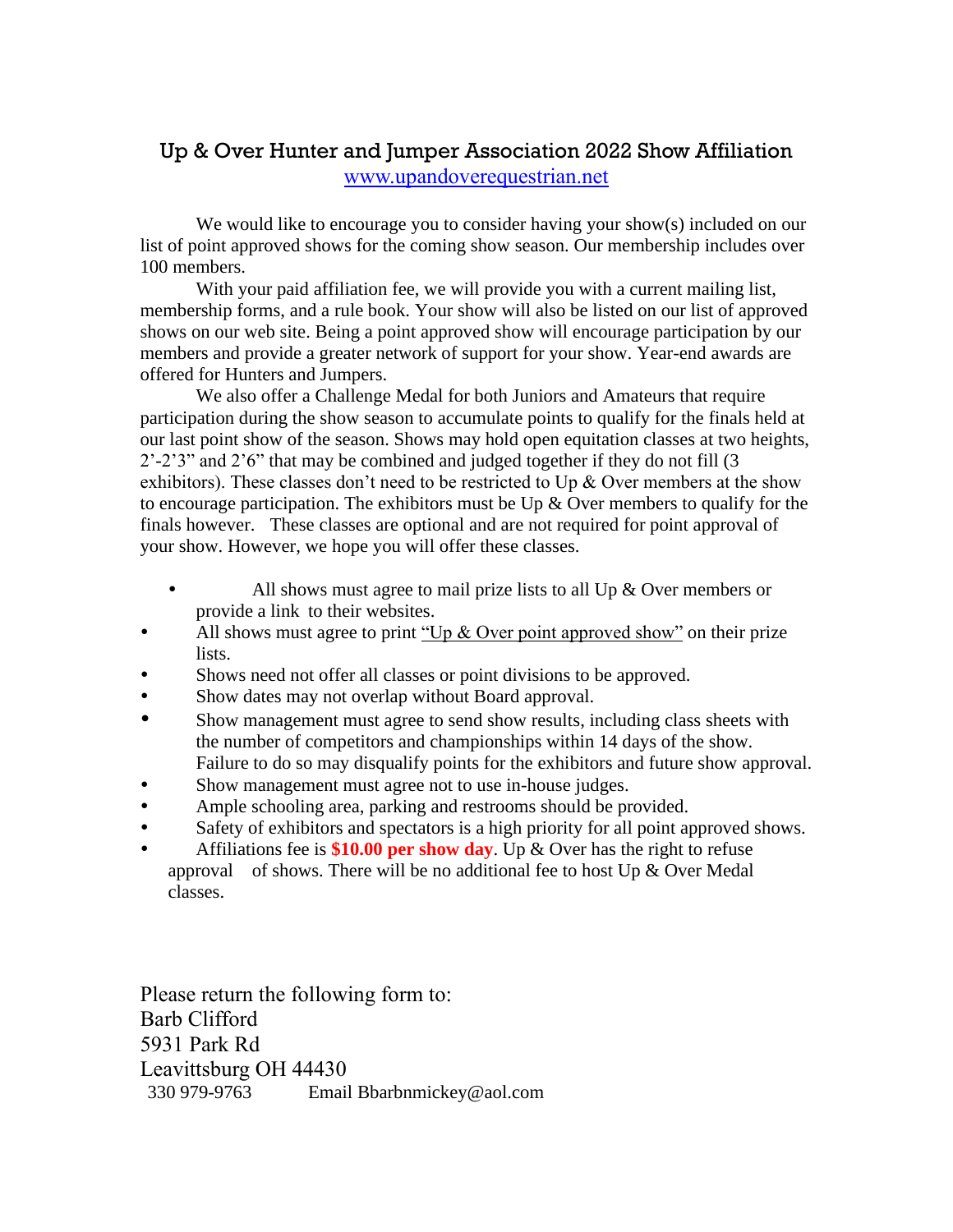## Up & Over Hunter and Jumper Association 2022 Show Affiliation

www.upandoverequestrian.net

We would like to encourage you to consider having your show(s) included on our list of point approved shows for the coming show season. Our membership includes over 100 members.

With your paid affiliation fee, we will provide you with a current mailing list, membership forms, and a rule book. Your show will also be listed on our list of approved shows on our web site. Being a point approved show will encourage participation by our members and provide a greater network of support for your show. Year-end awards are offered for Hunters and Jumpers.

We also offer a Challenge Medal for both Juniors and Amateurs that require participation during the show season to accumulate points to qualify for the finals held at our last point show of the season. Shows may hold open equitation classes at two heights, 2'-2'3" and 2'6" that may be combined and judged together if they do not fill (3 exhibitors). These classes don't need to be restricted to Up & Over members at the show to encourage participation. The exhibitors must be Up & Over members to qualify for the finals however. These classes are optional and are not required for point approval of your show. However, we hope you will offer these classes.

- All shows must agree to mail prize lists to all Up & Over members or provide a link to their websites.
- All shows must agree to print "Up & Over point approved show" on their prize lists.
- Shows need not offer all classes or point divisions to be approved.
- Show dates may not overlap without Board approval.
- Show management must agree to send show results, including class sheets with the number of competitors and championships within 14 days of the show. Failure to do so may disqualify points for the exhibitors and future show approval.
- Show management must agree not to use in-house judges.
- Ample schooling area, parking and restrooms should be provided.
- Safety of exhibitors and spectators is a high priority for all point approved shows.
- Affiliations fee is **$10.00 per show day**. Up & Over has the right to refuse approval of shows. There will be no additional fee to host Up & Over Medal classes.

Please return the following form to:
Barb Clifford
5931 Park Rd
Leavittsburg OH 44430
330 979-9763 Email Bbarbnmickey@aol.com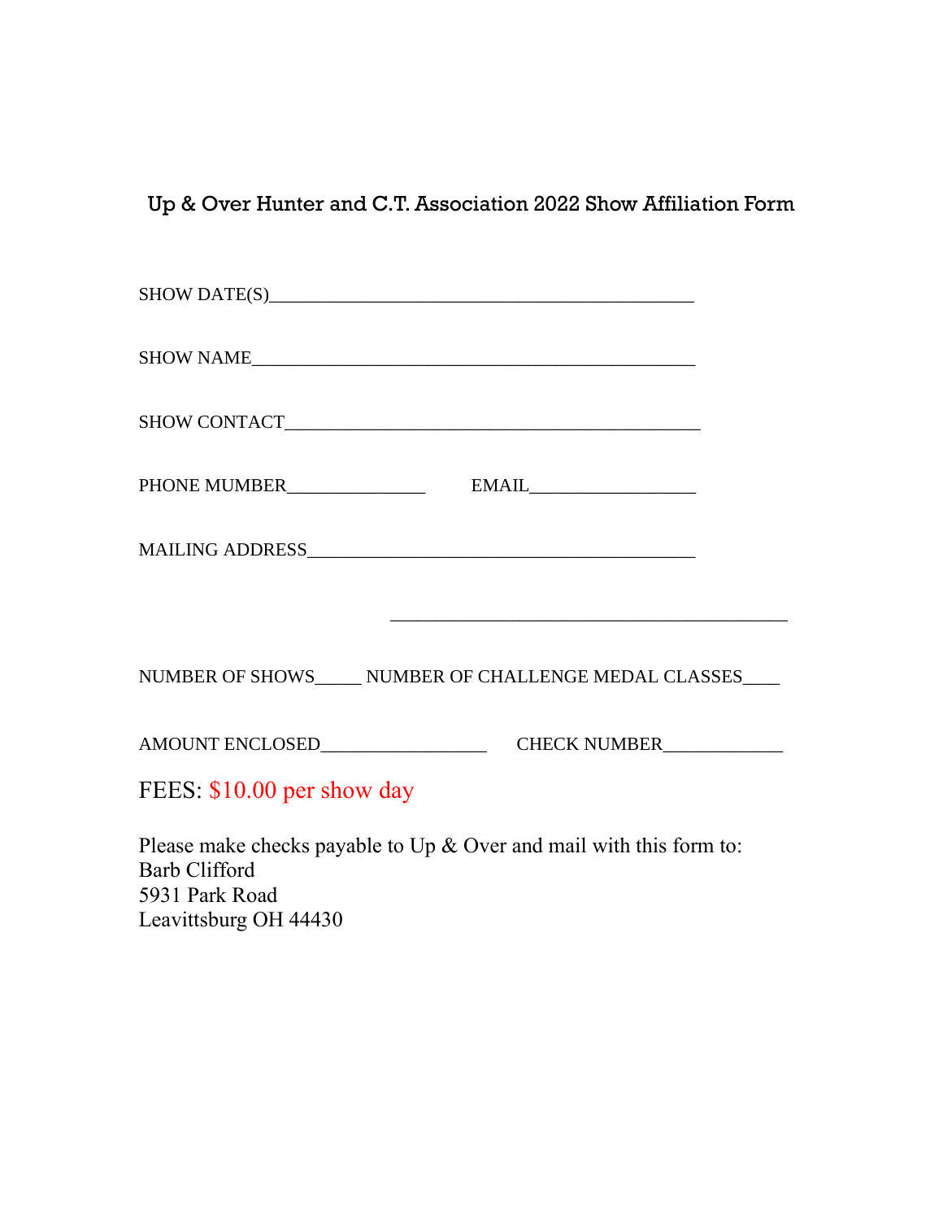## Up & Over Hunter and C.T. Association 2022 Show Affiliation Form

SHOW DATE(S)_______________________________________________

SHOW NAME_________________________________________________

SHOW CONTACT______________________________________________

PHONE MUMBER_______________ EMAIL__________________

MAILING ADDRESS____________________________________________

_____________________________________________

NUMBER OF SHOWS_____ NUMBER OF CHALLENGE MEDAL CLASSES____

AMOUNT ENCLOSED__________________ CHECK NUMBER_____________

FEES: $10.00 per show day

Please make checks payable to Up & Over and mail with this form to:
Barb Clifford
5931 Park Road
Leavittsburg OH 44430